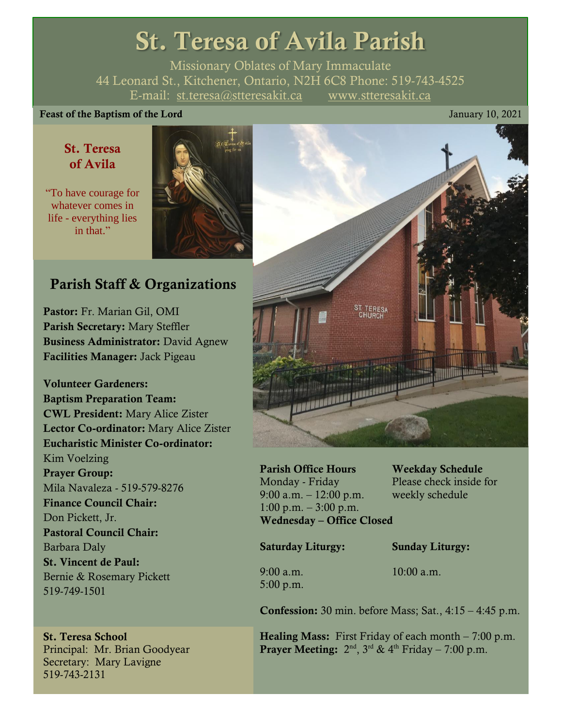# St. Teresa of Avila Parish

Missionary Oblates of Mary Immaculate
44 Leonard St., Kitchener, Ontario, N2H 6C8 Phone: 519-743-4525
E-mail: st.teresa@stteresakit.ca www.stteresakit.ca

**Feast of the Baptism of the Lord** January 10, 2021

## St. Teresa of Avila

"To have courage for whatever comes in life - everything lies in that."

## Parish Staff & Organizations

**Pastor:** Fr. Marian Gil, OMI
**Parish Secretary:** Mary Steffler
**Business Administrator:** David Agnew
**Facilities Manager:** Jack Pigeau

**Volunteer Gardeners:**
**Baptism Preparation Team:**
**CWL President:** Mary Alice Zister
**Lector Co-ordinator:** Mary Alice Zister
**Eucharistic Minister Co-ordinator:** Kim Voelzing
**Prayer Group:** Mila Navaleza - 519-579-8276
**Finance Council Chair:** Don Pickett, Jr.
**Pastoral Council Chair:** Barbara Daly
**St. Vincent de Paul:** Bernie & Rosemary Pickett 519-749-1501

**St. Teresa School**
Principal: Mr. Brian Goodyear
Secretary: Mary Lavigne
519-743-2131

**Parish Office Hours**
Monday - Friday
9:00 a.m. – 12:00 p.m.
1:00 p.m. – 3:00 p.m.
**Wednesday – Office Closed**

**Weekday Schedule**
Please check inside for weekly schedule

**Saturday Liturgy:**
9:00 a.m.
5:00 p.m.

**Sunday Liturgy:**
10:00 a.m.

**Confession:** 30 min. before Mass; Sat., 4:15 – 4:45 p.m.

**Healing Mass:** First Friday of each month – 7:00 p.m.
**Prayer Meeting:** 2nd, 3rd & 4th Friday – 7:00 p.m.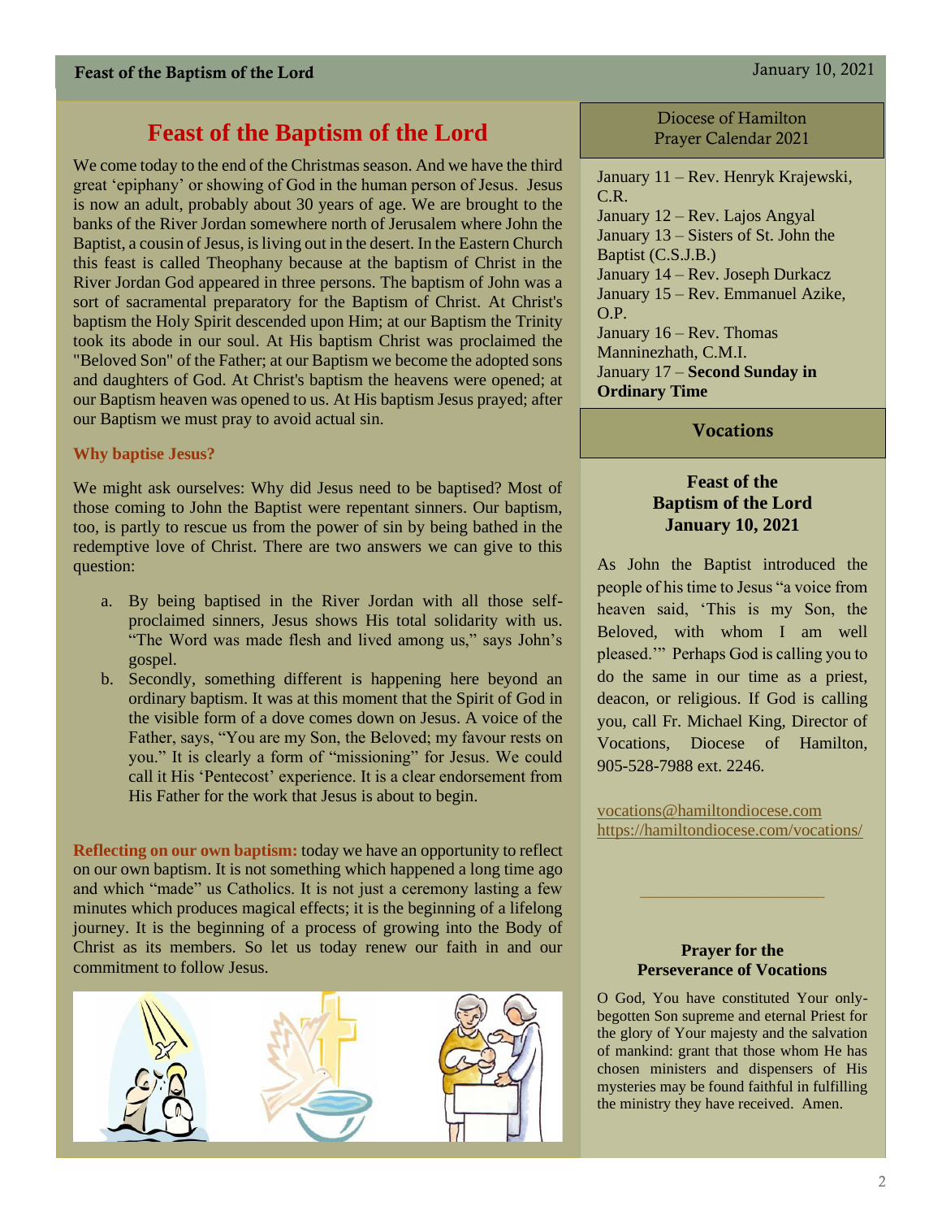# Feast of the Baptism of the Lord

We come today to the end of the Christmas season. And we have the third great 'epiphany' or showing of God in the human person of Jesus. Jesus is now an adult, probably about 30 years of age. We are brought to the banks of the River Jordan somewhere north of Jerusalem where John the Baptist, a cousin of Jesus, is living out in the desert. In the Eastern Church this feast is called Theophany because at the baptism of Christ in the River Jordan God appeared in three persons. The baptism of John was a sort of sacramental preparatory for the Baptism of Christ. At Christ's baptism the Holy Spirit descended upon Him; at our Baptism the Trinity took its abode in our soul. At His baptism Christ was proclaimed the "Beloved Son" of the Father; at our Baptism we become the adopted sons and daughters of God. At Christ's baptism the heavens were opened; at our Baptism heaven was opened to us. At His baptism Jesus prayed; after our Baptism we must pray to avoid actual sin.

### Why baptise Jesus?

We might ask ourselves: Why did Jesus need to be baptised? Most of those coming to John the Baptist were repentant sinners. Our baptism, too, is partly to rescue us from the power of sin by being bathed in the redemptive love of Christ. There are two answers we can give to this question:

a. By being baptised in the River Jordan with all those self-proclaimed sinners, Jesus shows His total solidarity with us. "The Word was made flesh and lived among us," says John's gospel.
b. Secondly, something different is happening here beyond an ordinary baptism. It was at this moment that the Spirit of God in the visible form of a dove comes down on Jesus. A voice of the Father, says, "You are my Son, the Beloved; my favour rests on you." It is clearly a form of "missioning" for Jesus. We could call it His 'Pentecost' experience. It is a clear endorsement from His Father for the work that Jesus is about to begin.

**Reflecting on our own baptism:** today we have an opportunity to reflect on our own baptism. It is not something which happened a long time ago and which "made" us Catholics. It is not just a ceremony lasting a few minutes which produces magical effects; it is the beginning of a lifelong journey. It is the beginning of a process of growing into the Body of Christ as its members. So let us today renew our faith in and our commitment to follow Jesus.

## Diocese of Hamilton Prayer Calendar 2021

January 11 – Rev. Henryk Krajewski, C.R.
January 12 – Rev. Lajos Angyal
January 13 – Sisters of St. John the Baptist (C.S.J.B.)
January 14 – Rev. Joseph Durkacz
January 15 – Rev. Emmanuel Azike, O.P.
January 16 – Rev. Thomas Manninezhath, C.M.I.
January 17 – **Second Sunday in Ordinary Time**

## Vocations

**Feast of the Baptism of the Lord**
**January 10, 2021**

As John the Baptist introduced the people of his time to Jesus "a voice from heaven said, 'This is my Son, the Beloved, with whom I am well pleased.'" Perhaps God is calling you to do the same in our time as a priest, deacon, or religious. If God is calling you, call Fr. Michael King, Director of Vocations, Diocese of Hamilton, 905-528-7988 ext. 2246.

vocations@hamiltondiocese.com
https://hamiltondiocese.com/vocations/

**Prayer for the Perseverance of Vocations**

O God, You have constituted Your only-begotten Son supreme and eternal Priest for the glory of Your majesty and the salvation of mankind: grant that those whom He has chosen ministers and dispensers of His mysteries may be found faithful in fulfilling the ministry they have received. Amen.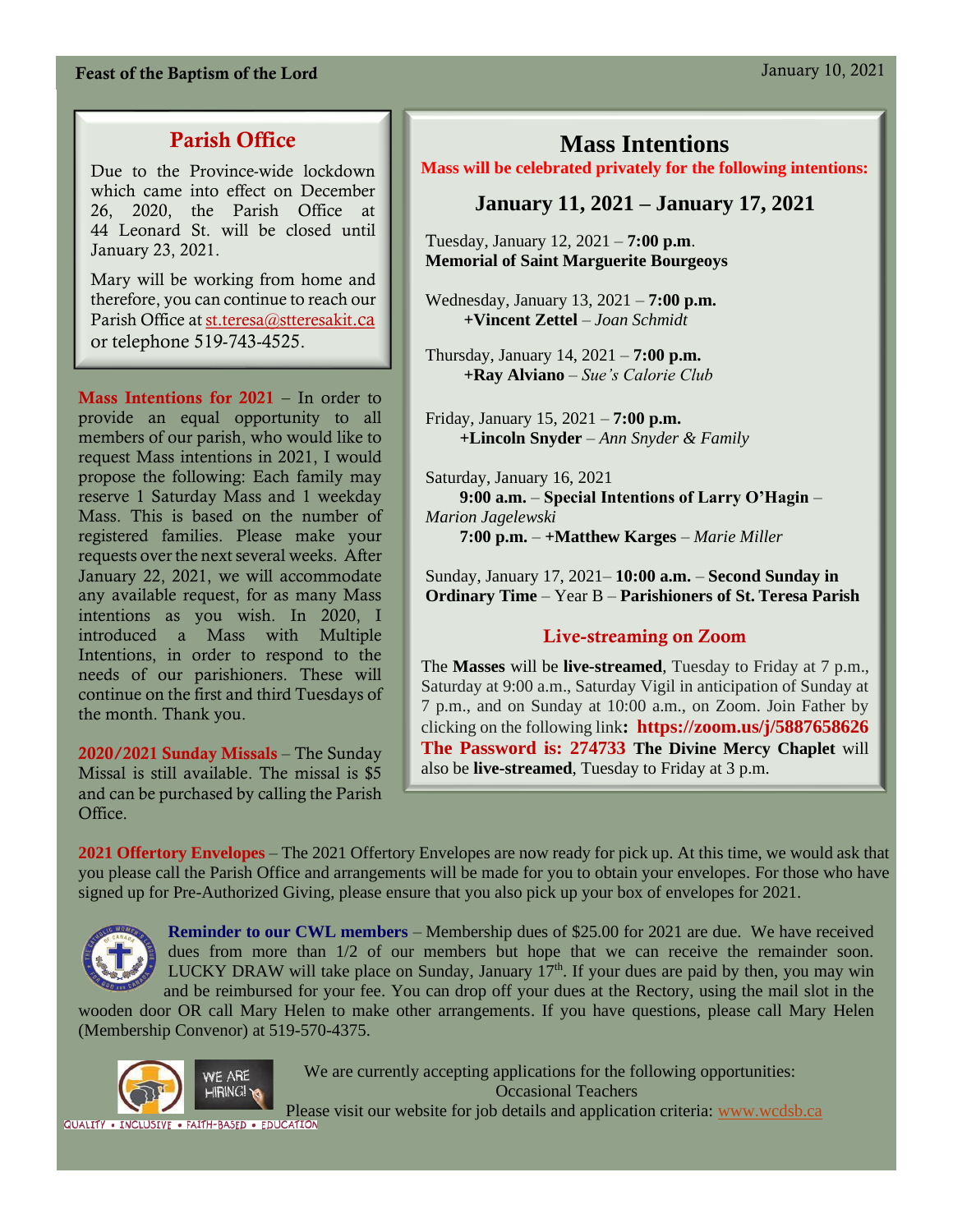**Feast of the Baptism of the Lord** January 10, 2021

## Parish Office

Due to the Province-wide lockdown which came into effect on December 26, 2020, the Parish Office at 44 Leonard St. will be closed until January 23, 2021.

Mary will be working from home and therefore, you can continue to reach our Parish Office at st.teresa@stteresakit.ca or telephone 519-743-4525.

**Mass Intentions for 2021** – In order to provide an equal opportunity to all members of our parish, who would like to request Mass intentions in 2021, I would propose the following: Each family may reserve 1 Saturday Mass and 1 weekday Mass. This is based on the number of registered families. Please make your requests over the next several weeks. After January 22, 2021, we will accommodate any available request, for as many Mass intentions as you wish. In 2020, I introduced a Mass with Multiple Intentions, in order to respond to the needs of our parishioners. These will continue on the first and third Tuesdays of the month. Thank you.

**2020/2021 Sunday Missals** – The Sunday Missal is still available. The missal is $5 and can be purchased by calling the Parish Office.

## Mass Intentions

**Mass will be celebrated privately for the following intentions:**

### January 11, 2021 – January 17, 2021

Tuesday, January 12, 2021 – **7:00 p.m**.
**Memorial of Saint Marguerite Bourgeoys**

Wednesday, January 13, 2021 – **7:00 p.m.**
**+Vincent Zettel** – *Joan Schmidt*

Thursday, January 14, 2021 – **7:00 p.m.**
**+Ray Alviano** – *Sue's Calorie Club*

Friday, January 15, 2021 – **7:00 p.m.**
**+Lincoln Snyder** – *Ann Snyder & Family*

Saturday, January 16, 2021
**9:00 a.m.** – **Special Intentions of Larry O'Hagin** – *Marion Jagelewski*
**7:00 p.m.** – **+Matthew Karges** – *Marie Miller*

Sunday, January 17, 2021– **10:00 a.m.** – **Second Sunday in Ordinary Time** – Year B – **Parishioners of St. Teresa Parish**

### Live-streaming on Zoom

The **Masses** will be **live-streamed**, Tuesday to Friday at 7 p.m., Saturday at 9:00 a.m., Saturday Vigil in anticipation of Sunday at 7 p.m., and on Sunday at 10:00 a.m., on Zoom. Join Father by clicking on the following link**: https://zoom.us/j/5887658626** **The Password is: 274733** **The Divine Mercy Chaplet** will also be **live-streamed**, Tuesday to Friday at 3 p.m.

**2021 Offertory Envelopes** – The 2021 Offertory Envelopes are now ready for pick up. At this time, we would ask that you please call the Parish Office and arrangements will be made for you to obtain your envelopes. For those who have signed up for Pre-Authorized Giving, please ensure that you also pick up your box of envelopes for 2021.

**Reminder to our CWL members** – Membership dues of $25.00 for 2021 are due. We have received dues from more than 1/2 of our members but hope that we can receive the remainder soon. LUCKY DRAW will take place on Sunday, January 17th. If your dues are paid by then, you may win and be reimbursed for your fee. You can drop off your dues at the Rectory, using the mail slot in the wooden door OR call Mary Helen to make other arrangements. If you have questions, please call Mary Helen (Membership Convenor) at 519-570-4375.

WE ARE HIRING!

We are currently accepting applications for the following opportunities:
Occasional Teachers
Please visit our website for job details and application criteria: www.wcdsb.ca

QUALITY • INCLUSIVE • FAITH-BASED • EDUCATION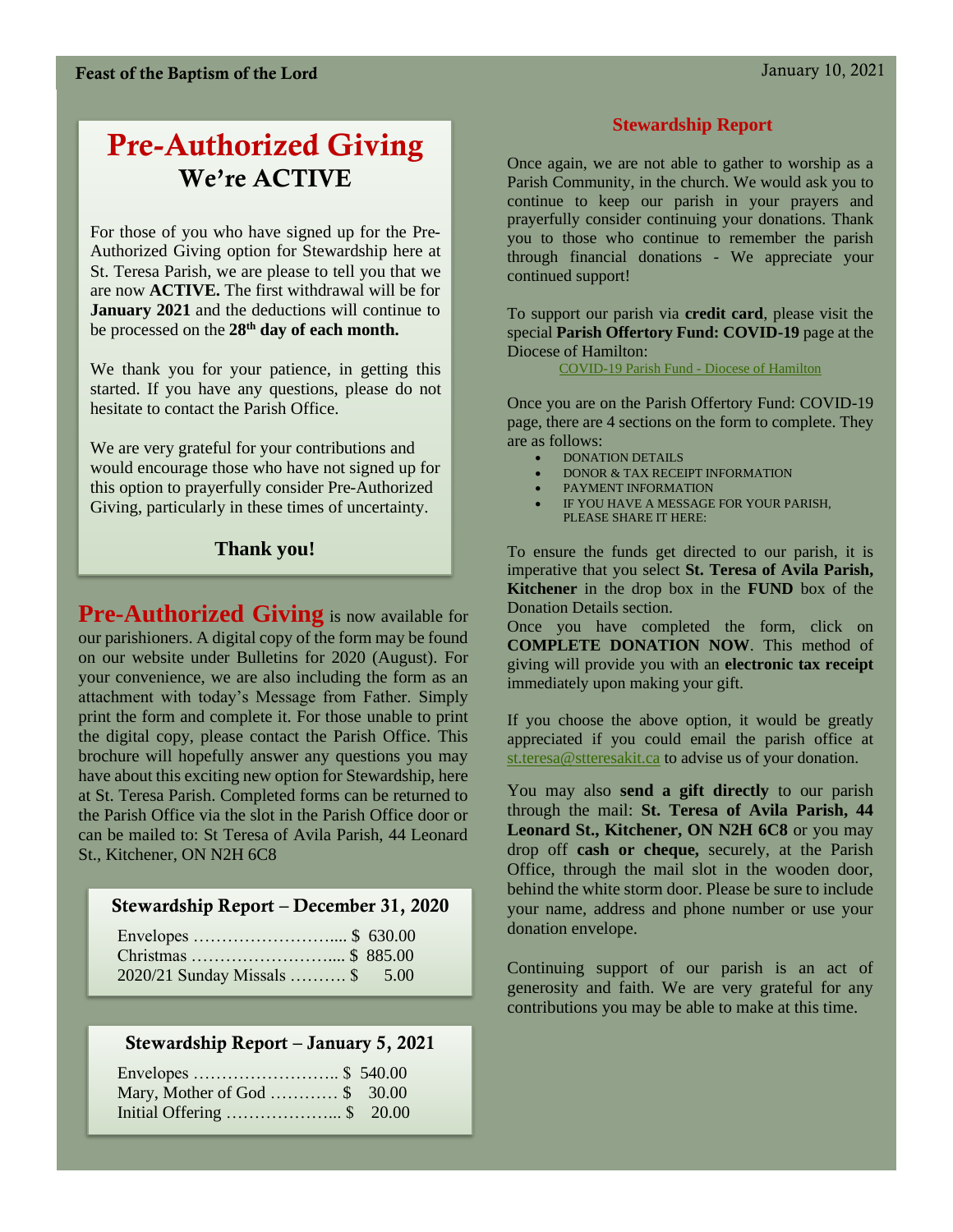# Pre-Authorized Giving
## We're ACTIVE

For those of you who have signed up for the Pre-Authorized Giving option for Stewardship here at St. Teresa Parish, we are please to tell you that we are now **ACTIVE.** The first withdrawal will be for **January 2021** and the deductions will continue to be processed on the **28th day of each month.**

We thank you for your patience, in getting this started. If you have any questions, please do not hesitate to contact the Parish Office.

We are very grateful for your contributions and would encourage those who have not signed up for this option to prayerfully consider Pre-Authorized Giving, particularly in these times of uncertainty.

**Thank you!**

**Pre-Authorized Giving** is now available for our parishioners. A digital copy of the form may be found on our website under Bulletins for 2020 (August). For your convenience, we are also including the form as an attachment with today's Message from Father. Simply print the form and complete it. For those unable to print the digital copy, please contact the Parish Office. This brochure will hopefully answer any questions you may have about this exciting new option for Stewardship, here at St. Teresa Parish. Completed forms can be returned to the Parish Office via the slot in the Parish Office door or can be mailed to: St Teresa of Avila Parish, 44 Leonard St., Kitchener, ON N2H 6C8

### Stewardship Report – December 31, 2020

| | |
|---|---|
| Envelopes ……………………... | $ 630.00 |
| Christmas ……………………... | $ 885.00 |
| 2020/21 Sunday Missals ………. | $ 5.00 |

### Stewardship Report – January 5, 2021

| | |
|---|---|
| Envelopes …………………….. | $ 540.00 |
| Mary, Mother of God ………… | $ 30.00 |
| Initial Offering ………………... | $ 20.00 |

### Stewardship Report

Once again, we are not able to gather to worship as a Parish Community, in the church. We would ask you to continue to keep our parish in your prayers and prayerfully consider continuing your donations. Thank you to those who continue to remember the parish through financial donations - We appreciate your continued support!

To support our parish via **credit card**, please visit the special **Parish Offertory Fund: COVID-19** page at the Diocese of Hamilton:

COVID-19 Parish Fund - Diocese of Hamilton

Once you are on the Parish Offertory Fund: COVID-19 page, there are 4 sections on the form to complete. They are as follows:

- DONATION DETAILS
- DONOR & TAX RECEIPT INFORMATION
- PAYMENT INFORMATION
- IF YOU HAVE A MESSAGE FOR YOUR PARISH, PLEASE SHARE IT HERE:

To ensure the funds get directed to our parish, it is imperative that you select **St. Teresa of Avila Parish, Kitchener** in the drop box in the **FUND** box of the Donation Details section.
Once you have completed the form, click on **COMPLETE DONATION NOW**. This method of giving will provide you with an **electronic tax receipt** immediately upon making your gift.

If you choose the above option, it would be greatly appreciated if you could email the parish office at st.teresa@stteresakit.ca to advise us of your donation.

You may also **send a gift directly** to our parish through the mail: **St. Teresa of Avila Parish, 44 Leonard St., Kitchener, ON N2H 6C8** or you may drop off **cash or cheque,** securely, at the Parish Office, through the mail slot in the wooden door, behind the white storm door. Please be sure to include your name, address and phone number or use your donation envelope.

Continuing support of our parish is an act of generosity and faith. We are very grateful for any contributions you may be able to make at this time.